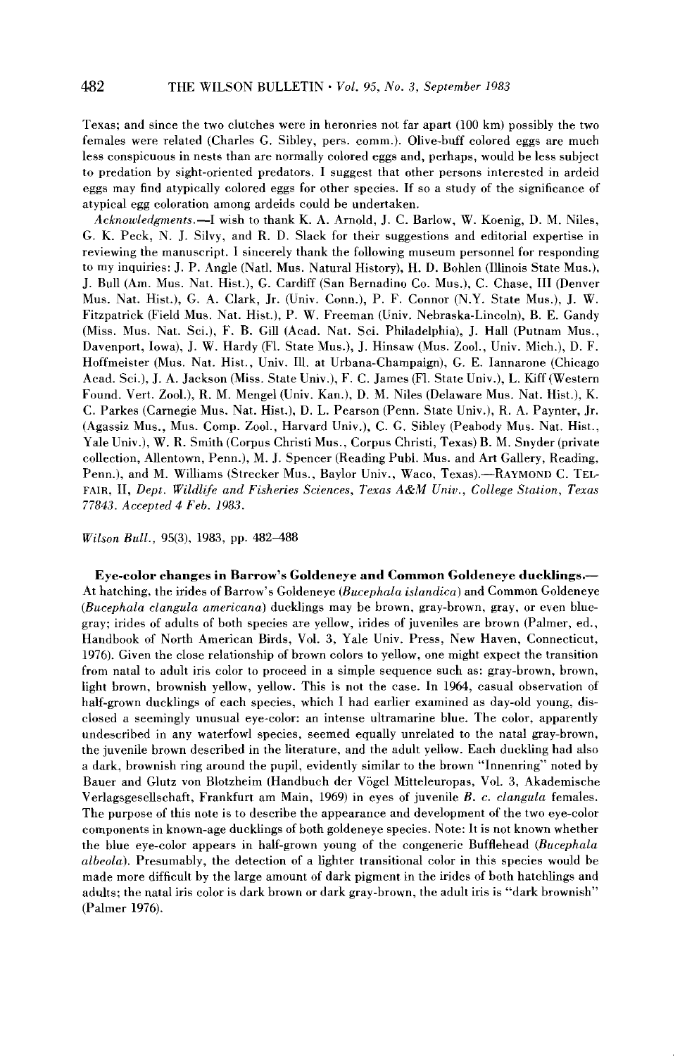Texas; and since the two clutches were in heronries not far apart (100 km) possibly the two females were related (Charles G. Sibley, pers. comm.). Olive-buff colored eggs are much less conspicuous in nests than are normally colored eggs and, perhaps, would be less subject to predation by sight-oriented predators. I suggest that other persons interested in ardeid eggs may find atypically colored eggs for other species. If so a study of the significance of atypical egg coloration among ardeids could be undertaken.

*Acknowledgments.*—I wish to thank K. A. Arnold, J. C. Barlow, W. Koenig, D. M. Niles, G. K. Peck, N. J. Silvy, and R. D. Slack for their suggestions and editorial expertise in reviewing the manuscript. I sincerely thank the following museum personnel for responding to my inquiries: J. P. Angle (Natl. Mus. Natural History), H. D. Bohlen (Illinois State Mus.), J. Bull (Am. Mus. Nat. Hist.), G. Cardiff (San Bernadino Co. Mus.), C. Chase, III (Denver Mus. Nat. Hist.), G. A. Clark, Jr. (Univ. Conn.), P. F. Connor (N.Y. State Mus.), J. W. Fitzpatrick (Field Mus. Nat. Hist.), P. W. Freeman (Univ. Nebraska-Lincoln), B. E. Gandy (Miss. Mus. Nat. Sci.), F. B. Gill (Acad. Nat. Sci. Philadelphia), J. Hall (Putnam Mus., Davenport, Iowa), J. W. Hardy (Fl. State Mus.), J. Hinsaw (Mus. Zool., Univ. Mich.), D. F. Hoffmeister (Mus. Nat. Hist., Univ. Ill. at Urbana-Champaign), G. E. Iannarone (Chicago Acad. Sci.), J. A. Jackson (Miss. State Univ.), F. C. James (Fl. State Univ.), L. Kiff (Western Found. Vert. Zool.), R. M. Mengel (Univ. Kan.), D. M. Niles (Delaware Mus. Nat. Hist.), K. C. Parkes (Carnegie Mus. Nat. Hist.), D. L. Pearson (Penn. State Univ.), R. A. Paynter, Jr. (Agassiz Mus., Mus. Comp. Zool., Harvard Univ.), C. G. Sibley (Peabody Mus. Nat. Hist., Yale Univ.), W. R. Smith (Corpus Christi Mus., Corpus Christi, Texas) B. M. Snyder (private collection, Allentown, Penn.), M. J. Spencer (Reading Publ. Mus. and Art Gallery, Reading, Penn.), and M. Williams (Strecker Mus., Baylor Univ., Waco, Texas).—RAYMOND C. TELFAIR, II, *Dept. Wildlife and Fisheries Sciences, Texas A&M Univ., College Station, Texas 77843. Accepted 4 Feb. 1983.*

*Wilson Bull.*, 95(3), 1983, pp. 482–488

**Eye-color changes in Barrow's Goldeneye and Common Goldeneye ducklings.**— At hatching, the irides of Barrow's Goldeneye (*Bucephala islandica*) and Common Goldeneye (*Bucephala clangula americana*) ducklings may be brown, gray-brown, gray, or even blue-gray; irides of adults of both species are yellow, irides of juveniles are brown (Palmer, ed., Handbook of North American Birds, Vol. 3, Yale Univ. Press, New Haven, Connecticut, 1976). Given the close relationship of brown colors to yellow, one might expect the transition from natal to adult iris color to proceed in a simple sequence such as: gray-brown, brown, light brown, brownish yellow, yellow. This is not the case. In 1964, casual observation of half-grown ducklings of each species, which I had earlier examined as day-old young, disclosed a seemingly unusual eye-color: an intense ultramarine blue. The color, apparently undescribed in any waterfowl species, seemed equally unrelated to the natal gray-brown, the juvenile brown described in the literature, and the adult yellow. Each duckling had also a dark, brownish ring around the pupil, evidently similar to the brown "Innenring" noted by Bauer and Glutz von Blotzheim (Handbuch der Vögel Mitteleuropas, Vol. 3, Akademische Verlagsgesellschaft, Frankfurt am Main, 1969) in eyes of juvenile *B. c. clangula* females. The purpose of this note is to describe the appearance and development of the two eye-color components in known-age ducklings of both goldeneye species. Note: It is not known whether the blue eye-color appears in half-grown young of the congeneric Bufflehead (*Bucephala albeola*). Presumably, the detection of a lighter transitional color in this species would be made more difficult by the large amount of dark pigment in the irides of both hatchlings and adults; the natal iris color is dark brown or dark gray-brown, the adult iris is "dark brownish" (Palmer 1976).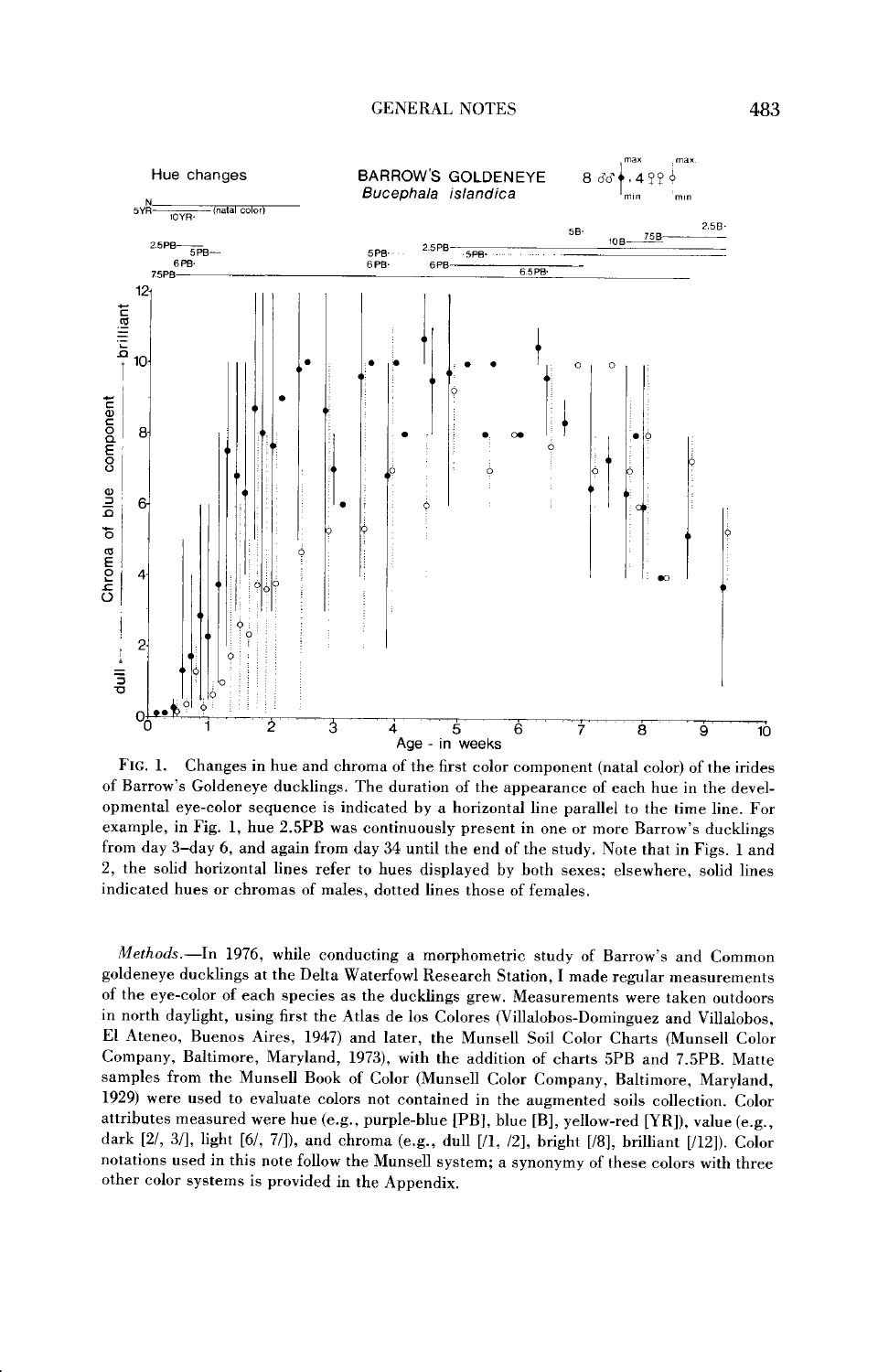FIG. 1. Changes in hue and chroma of the first color component (natal color) of the irides of Barrow's Goldeneye ducklings. The duration of the appearance of each hue in the developmental eye-color sequence is indicated by a horizontal line parallel to the time line. For example, in Fig. 1, hue 2.5PB was continuously present in one or more Barrow's ducklings from day 3–day 6, and again from day 34 until the end of the study. Note that in Figs. 1 and 2, the solid horizontal lines refer to hues displayed by both sexes; elsewhere, solid lines indicated hues or chromas of males, dotted lines those of females.

*Methods.*—In 1976, while conducting a morphometric study of Barrow's and Common goldeneye ducklings at the Delta Waterfowl Research Station, I made regular measurements of the eye-color of each species as the ducklings grew. Measurements were taken outdoors in north daylight, using first the Atlas de los Colores (Villalobos-Dominguez and Villalobos, El Ateneo, Buenos Aires, 1947) and later, the Munsell Soil Color Charts (Munsell Color Company, Baltimore, Maryland, 1973), with the addition of charts 5PB and 7.5PB. Matte samples from the Munsell Book of Color (Munsell Color Company, Baltimore, Maryland, 1929) were used to evaluate colors not contained in the augmented soils collection. Color attributes measured were hue (e.g., purple-blue [PB], blue [B], yellow-red [YR]), value (e.g., dark [2/, 3/], light [6/, 7/]), and chroma (e.g., dull [/1, /2], bright [/8], brilliant [/12]). Color notations used in this note follow the Munsell system; a synonymy of these colors with three other color systems is provided in the Appendix.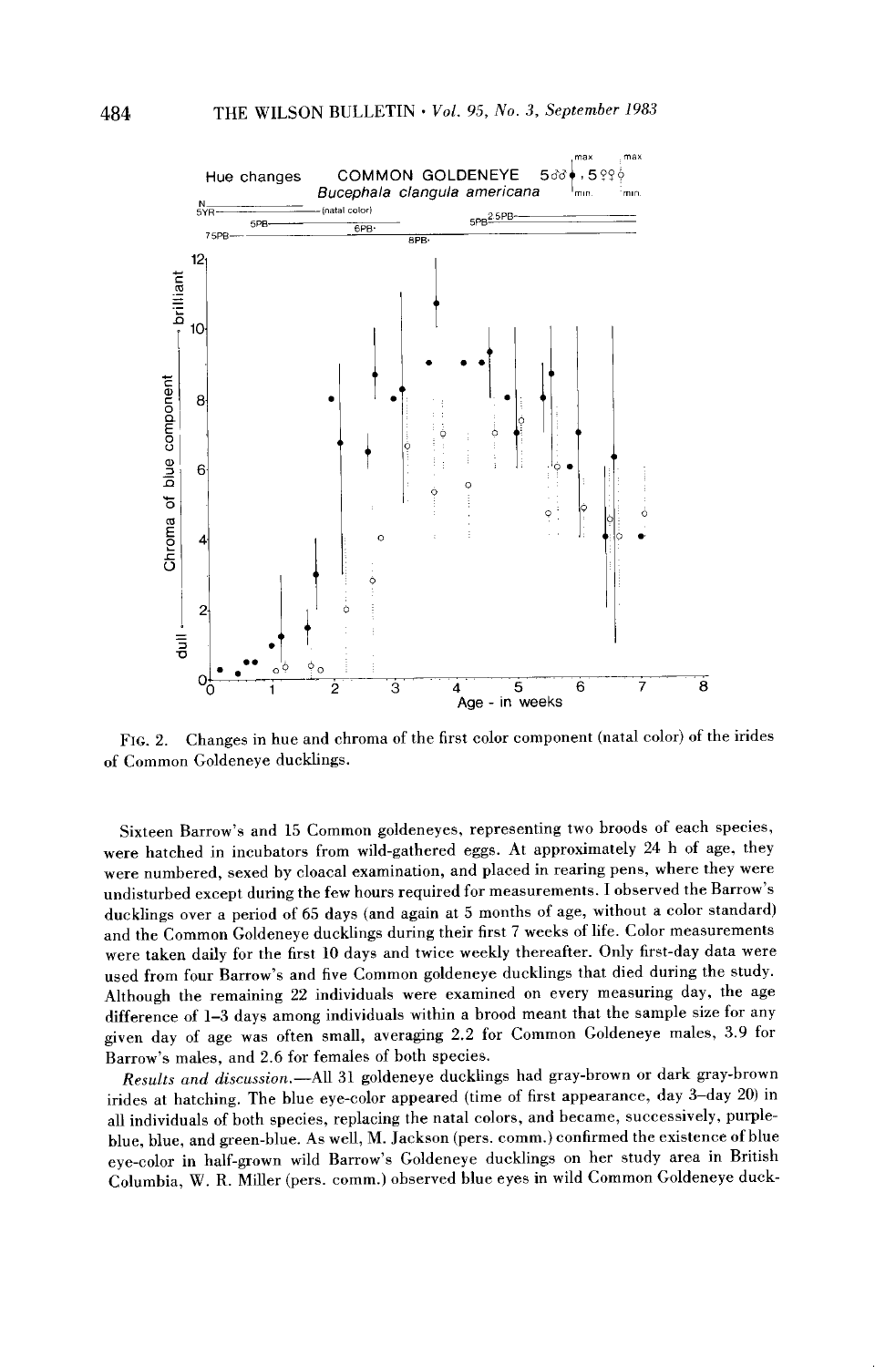FIG. 2. Changes in hue and chroma of the first color component (natal color) of the irides of Common Goldeneye ducklings.

Sixteen Barrow's and 15 Common goldeneyes, representing two broods of each species, were hatched in incubators from wild-gathered eggs. At approximately 24 h of age, they were numbered, sexed by cloacal examination, and placed in rearing pens, where they were undisturbed except during the few hours required for measurements. I observed the Barrow's ducklings over a period of 65 days (and again at 5 months of age, without a color standard) and the Common Goldeneye ducklings during their first 7 weeks of life. Color measurements were taken daily for the first 10 days and twice weekly thereafter. Only first-day data were used from four Barrow's and five Common goldeneye ducklings that died during the study. Although the remaining 22 individuals were examined on every measuring day, the age difference of 1–3 days among individuals within a brood meant that the sample size for any given day of age was often small, averaging 2.2 for Common Goldeneye males, 3.9 for Barrow's males, and 2.6 for females of both species.

*Results and discussion.*—All 31 goldeneye ducklings had gray-brown or dark gray-brown irides at hatching. The blue eye-color appeared (time of first appearance, day 3–day 20) in all individuals of both species, replacing the natal colors, and became, successively, purple-blue, blue, and green-blue. As well, M. Jackson (pers. comm.) confirmed the existence of blue eye-color in half-grown wild Barrow's Goldeneye ducklings on her study area in British Columbia, W. R. Miller (pers. comm.) observed blue eyes in wild Common Goldeneye duck-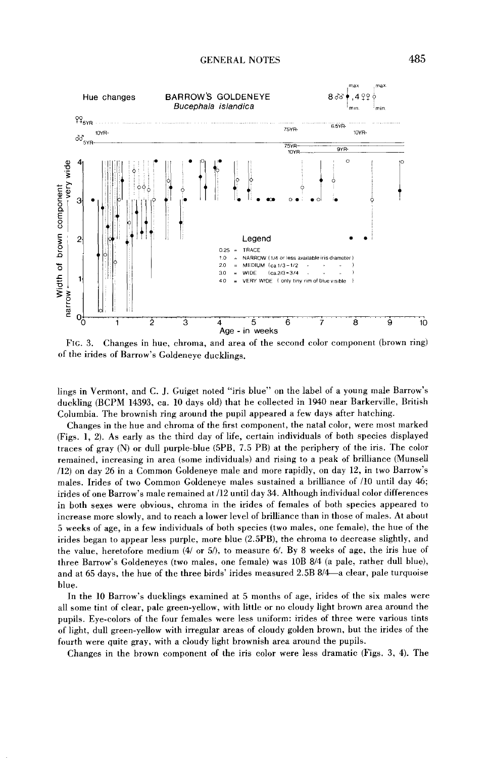FIG. 3. Changes in hue, chroma, and area of the second color component (brown ring) of the irides of Barrow's Goldeneye ducklings.

lings in Vermont, and C. J. Guiget noted "iris blue" on the label of a young male Barrow's duckling (BCPM 14393, ca. 10 days old) that he collected in 1940 near Barkerville, British Columbia. The brownish ring around the pupil appeared a few days after hatching.

Changes in the hue and chroma of the first component, the natal color, were most marked (Figs. 1, 2). As early as the third day of life, certain individuals of both species displayed traces of gray (N) or dull purple-blue (5PB, 7.5 PB) at the periphery of the iris. The color remained, increasing in area (some individuals) and rising to a peak of brilliance (Munsell /12) on day 26 in a Common Goldeneye male and more rapidly, on day 12, in two Barrow's males. Irides of two Common Goldeneye males sustained a brilliance of /10 until day 46; irides of one Barrow's male remained at /12 until day 34. Although individual color differences in both sexes were obvious, chroma in the irides of females of both species appeared to increase more slowly, and to reach a lower level of brilliance than in those of males. At about 5 weeks of age, in a few individuals of both species (two males, one female), the hue of the irides began to appear less purple, more blue (2.5PB), the chroma to decrease slightly, and the value, heretofore medium (4/ or 5/), to measure 6/. By 8 weeks of age, the iris hue of three Barrow's Goldeneyes (two males, one female) was 10B 8/4 (a pale, rather dull blue), and at 65 days, the hue of the three birds' irides measured 2.5B 8/4—a clear, pale turquoise blue.

In the 10 Barrow's ducklings examined at 5 months of age, irides of the six males were all some tint of clear, pale green-yellow, with little or no cloudy light brown area around the pupils. Eye-colors of the four females were less uniform: irides of three were various tints of light, dull green-yellow with irregular areas of cloudy golden brown, but the irides of the fourth were quite gray, with a cloudy light brownish area around the pupils.

Changes in the brown component of the iris color were less dramatic (Figs. 3, 4). The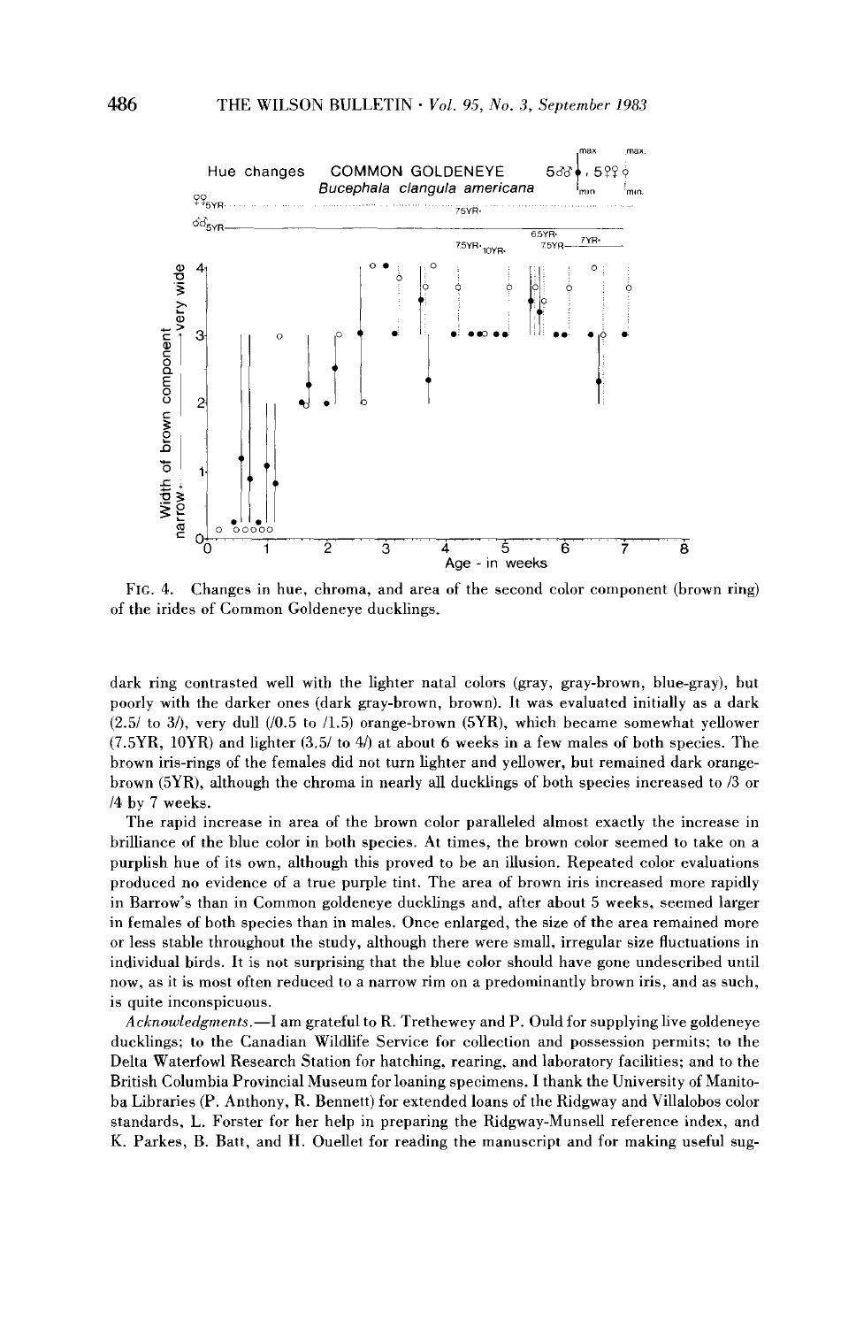FIG. 4. Changes in hue, chroma, and area of the second color component (brown ring) of the irides of Common Goldeneye ducklings.

dark ring contrasted well with the lighter natal colors (gray, gray-brown, blue-gray), but poorly with the darker ones (dark gray-brown, brown). It was evaluated initially as a dark (2.5/ to 3/), very dull (/0.5 to /1.5) orange-brown (5YR), which became somewhat yellower (7.5YR, 10YR) and lighter (3.5/ to 4/) at about 6 weeks in a few males of both species. The brown iris-rings of the females did not turn lighter and yellower, but remained dark orange-brown (5YR), although the chroma in nearly all ducklings of both species increased to /3 or /4 by 7 weeks.

The rapid increase in area of the brown color paralleled almost exactly the increase in brilliance of the blue color in both species. At times, the brown color seemed to take on a purplish hue of its own, although this proved to be an illusion. Repeated color evaluations produced no evidence of a true purple tint. The area of brown iris increased more rapidly in Barrow's than in Common goldeneye ducklings and, after about 5 weeks, seemed larger in females of both species than in males. Once enlarged, the size of the area remained more or less stable throughout the study, although there were small, irregular size fluctuations in individual birds. It is not surprising that the blue color should have gone undescribed until now, as it is most often reduced to a narrow rim on a predominantly brown iris, and as such, is quite inconspicuous.

*Acknowledgments.*—I am grateful to R. Trethewey and P. Ould for supplying live goldeneye ducklings; to the Canadian Wildlife Service for collection and possession permits; to the Delta Waterfowl Research Station for hatching, rearing, and laboratory facilities; and to the British Columbia Provincial Museum for loaning specimens. I thank the University of Manitoba Libraries (P. Anthony, R. Bennett) for extended loans of the Ridgway and Villalobos color standards, L. Forster for her help in preparing the Ridgway-Munsell reference index, and K. Parkes, B. Batt, and H. Ouellet for reading the manuscript and for making useful sug-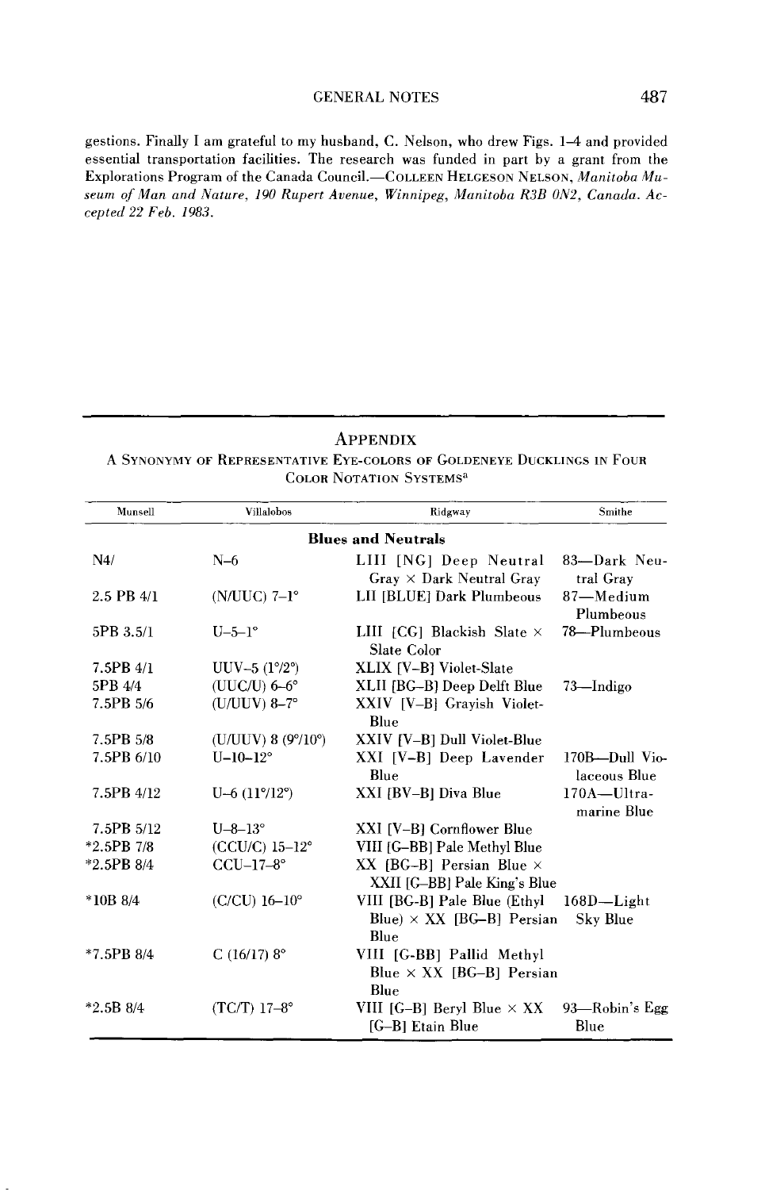gestions. Finally I am grateful to my husband, C. Nelson, who drew Figs. 1–4 and provided essential transportation facilities. The research was funded in part by a grant from the Explorations Program of the Canada Council.—COLLEEN HELGESON NELSON, *Manitoba Museum of Man and Nature, 190 Rupert Avenue, Winnipeg, Manitoba R3B 0N2, Canada. Accepted 22 Feb. 1983.*

## APPENDIX

A SYNONYMY OF REPRESENTATIVE EYE-COLORS OF GOLDENEYE DUCKLINGS IN FOUR COLOR NOTATION SYSTEMS[a]

| Munsell | Villalobos | Ridgway | Smithe |
|---|---|---|---|
| **Blues and Neutrals** | | | |
| N4/ | N–6 | LIII [NG] Deep Neutral Gray × Dark Neutral Gray | 83—Dark Neutral Gray |
| 2.5 PB 4/1 | (N/UUC) 7–1° | LII [BLUE] Dark Plumbeous | 87—Medium Plumbeous |
| 5PB 3.5/1 | U–5–1° | LIII [CG] Blackish Slate × Slate Color | 78—Plumbeous |
| 7.5PB 4/1 | UUV–5 (1°/2°) | XLIX [V–B] Violet-Slate | |
| 5PB 4/4 | (UUC/U) 6–6° | XLII [BG–B] Deep Delft Blue | 73—Indigo |
| 7.5PB 5/6 | (U/UUV) 8–7° | XXIV [V–B] Grayish Violet-Blue | |
| 7.5PB 5/8 | (U/UUV) 8 (9°/10°) | XXIV [V–B] Dull Violet-Blue | |
| 7.5PB 6/10 | U–10–12° | XXI [V–B] Deep Lavender Blue | 170B—Dull Violaceous Blue |
| 7.5PB 4/12 | U–6 (11°/12°) | XXI [BV–B] Diva Blue | 170A—Ultramarine Blue |
| 7.5PB 5/12 | U–8–13° | XXI [V–B] Cornflower Blue | |
| *2.5PB 7/8 | (CCU/C) 15–12° | VIII [G–BB] Pale Methyl Blue | |
| *2.5PB 8/4 | CCU–17–8° | XX [BG–B] Persian Blue × XXII [G–BB] Pale King's Blue | |
| *10B 8/4 | (C/CU) 16–10° | VIII [BG–B] Pale Blue (Ethyl Blue) × XX [BG–B] Persian Blue | 168D—Light Sky Blue |
| *7.5PB 8/4 | C (16/17) 8° | VIII [G-BB] Pallid Methyl Blue × XX [BG–B] Persian Blue | |
| *2.5B 8/4 | (TC/T) 17–8° | VIII [G–B] Beryl Blue × XX [G–B] Etain Blue | 93—Robin's Egg Blue |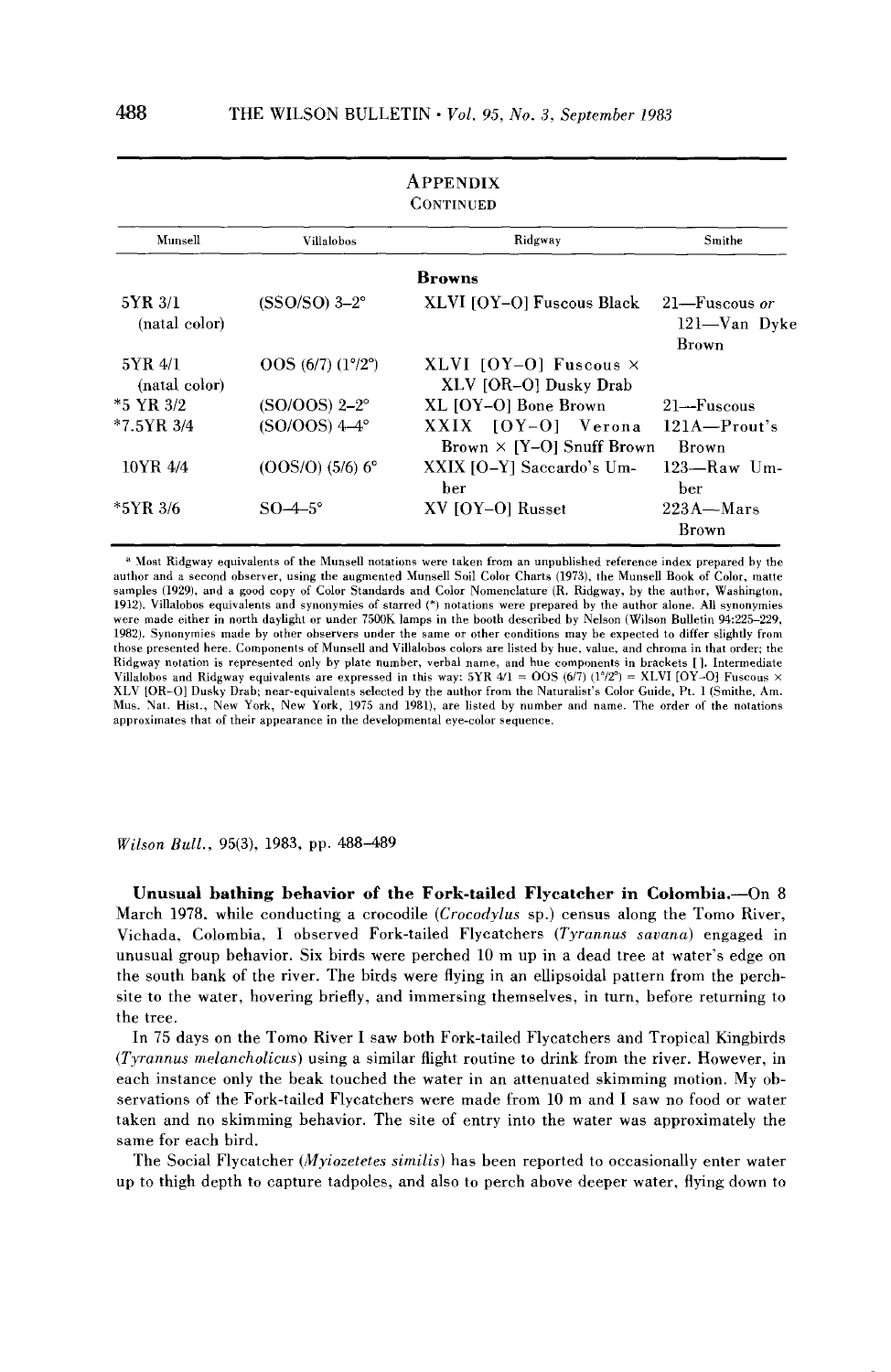## Appendix

Continued

| Munsell | Villalobos | Ridgway | Smithe |
|---|---|---|---|
| | | **Browns** | |
| 5YR 3/1 (natal color) | (SSO/SO) 3–2° | XLVI [OY–O] Fuscous Black | 21—Fuscous *or* 121—Van Dyke Brown |
| 5YR 4/1 (natal color) | OOS (6/7) (1°/2°) | XLVI [OY–O] Fuscous × XLV [OR–O] Dusky Drab | |
| *5 YR 3/2 | (SO/OOS) 2–2° | XL [OY–O] Bone Brown | 21—Fuscous |
| *7.5YR 3/4 | (SO/OOS) 4–4° | XXIX [OY–O] Verona Brown × [Y–O] Snuff Brown | 121A—Prout's Brown |
| 10YR 4/4 | (OOS/O) (5/6) 6° | XXIX [O–Y] Saccardo's Umber | 123—Raw Umber |
| *5YR 3/6 | SO–4–5° | XV [OY–O] Russet | 223A—Mars Brown |

[a] Most Ridgway equivalents of the Munsell notations were taken from an unpublished reference index prepared by the author and a second observer, using the augmented Munsell Soil Color Charts (1973), the Munsell Book of Color, matte samples (1929), and a good copy of Color Standards and Color Nomenclature (R. Ridgway, by the author, Washington, 1912). Villalobos equivalents and synonymies of starred (*) notations were prepared by the author alone. All synonymies were made either in north daylight or under 7500K lamps in the booth described by Nelson (Wilson Bulletin 94:225–229, 1982). Synonymies made by other observers under the same or other conditions may be expected to differ slightly from those presented here. Components of Munsell and Villalobos colors are listed by hue, value, and chroma in that order; the Ridgway notation is represented only by plate number, verbal name, and hue components in brackets [ ]. Intermediate Villalobos and Ridgway equivalents are expressed in this way: 5YR 4/1 = OOS (6/7) (1°/2°) = XLVI [OY–O] Fuscous × XLV [OR–O] Dusky Drab; near-equivalents selected by the author from the Naturalist's Color Guide, Pt. 1 (Smithe, Am. Mus. Nat. Hist., New York, New York, 1975 and 1981), are listed by number and name. The order of the notations approximates that of their appearance in the developmental eye-color sequence.

*Wilson Bull.*, 95(3), 1983, pp. 488–489

**Unusual bathing behavior of the Fork-tailed Flycatcher in Colombia.**—On 8 March 1978, while conducting a crocodile (*Crocodylus* sp.) census along the Tomo River, Vichada, Colombia, I observed Fork-tailed Flycatchers (*Tyrannus savana*) engaged in unusual group behavior. Six birds were perched 10 m up in a dead tree at water's edge on the south bank of the river. The birds were flying in an ellipsoidal pattern from the perch-site to the water, hovering briefly, and immersing themselves, in turn, before returning to the tree.

In 75 days on the Tomo River I saw both Fork-tailed Flycatchers and Tropical Kingbirds (*Tyrannus melancholicus*) using a similar flight routine to drink from the river. However, in each instance only the beak touched the water in an attenuated skimming motion. My observations of the Fork-tailed Flycatchers were made from 10 m and I saw no food or water taken and no skimming behavior. The site of entry into the water was approximately the same for each bird.

The Social Flycatcher (*Myiozetetes similis*) has been reported to occasionally enter water up to thigh depth to capture tadpoles, and also to perch above deeper water, flying down to